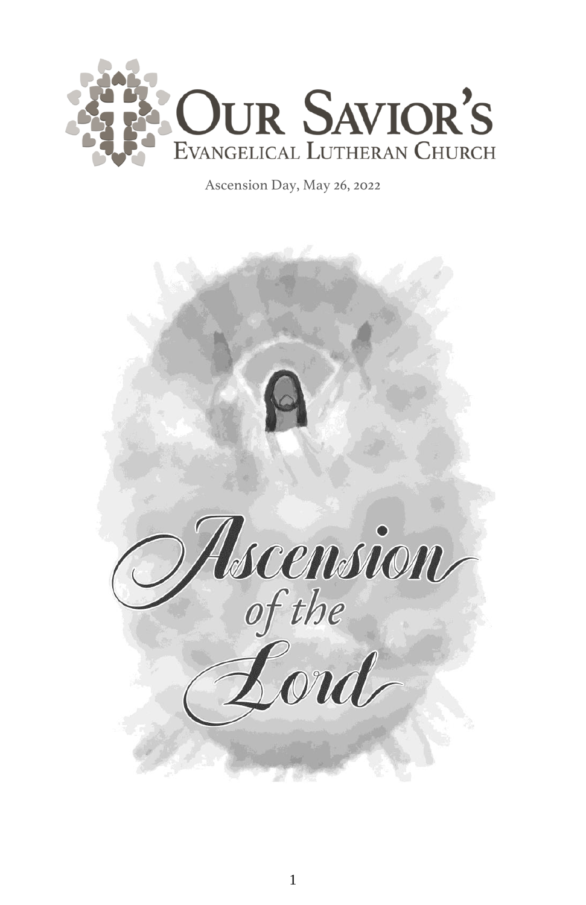# Our Savior's
## Evangelical Lutheran Church

Ascension Day, May 26, 2022

# Ascension of the Lord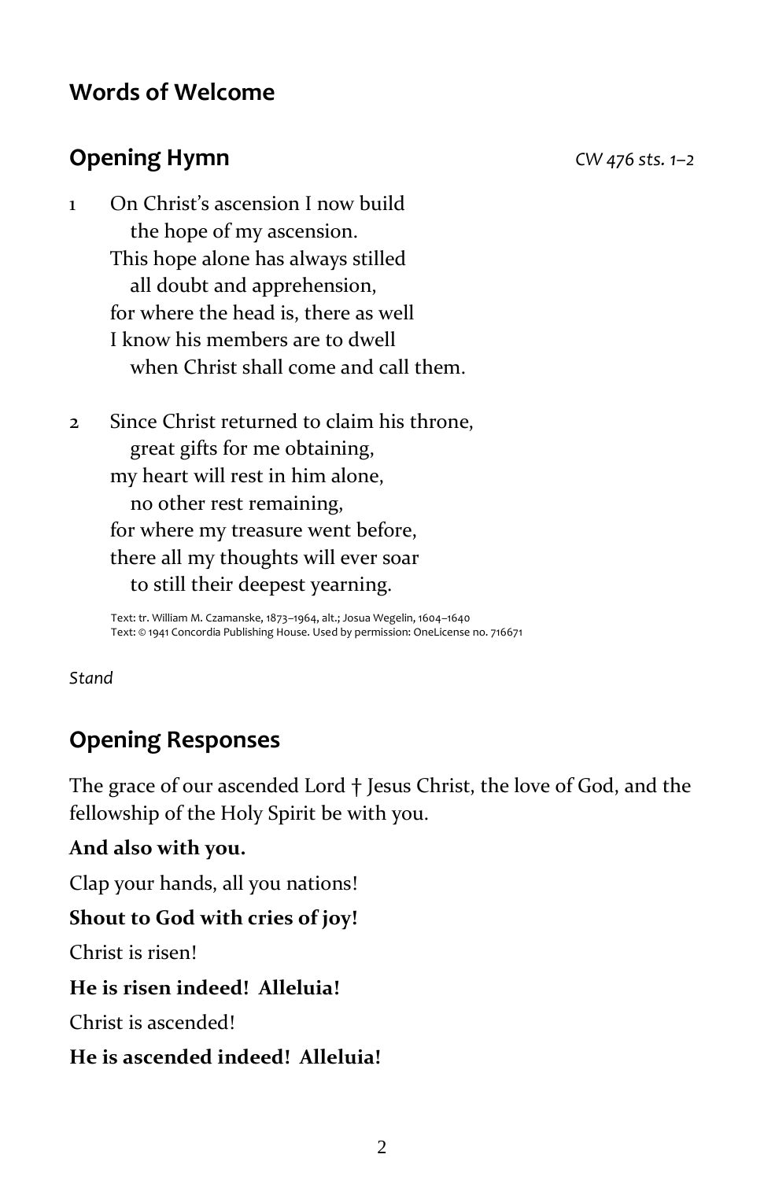## Words of Welcome

## Opening Hymn

*CW 476 sts. 1–2*

1 On Christ's ascension I now build
   the hope of my ascension.
This hope alone has always stilled
   all doubt and apprehension,
for where the head is, there as well
I know his members are to dwell
   when Christ shall come and call them.

2 Since Christ returned to claim his throne,
   great gifts for me obtaining,
my heart will rest in him alone,
   no other rest remaining,
for where my treasure went before,
there all my thoughts will ever soar
   to still their deepest yearning.

Text: tr. William M. Czamanske, 1873–1964, alt.; Josua Wegelin, 1604–1640
Text: © 1941 Concordia Publishing House. Used by permission: OneLicense no. 716671

*Stand*

## Opening Responses

The grace of our ascended Lord † Jesus Christ, the love of God, and the fellowship of the Holy Spirit be with you.

**And also with you.**

Clap your hands, all you nations!

**Shout to God with cries of joy!**

Christ is risen!

**He is risen indeed! Alleluia!**

Christ is ascended!

**He is ascended indeed! Alleluia!**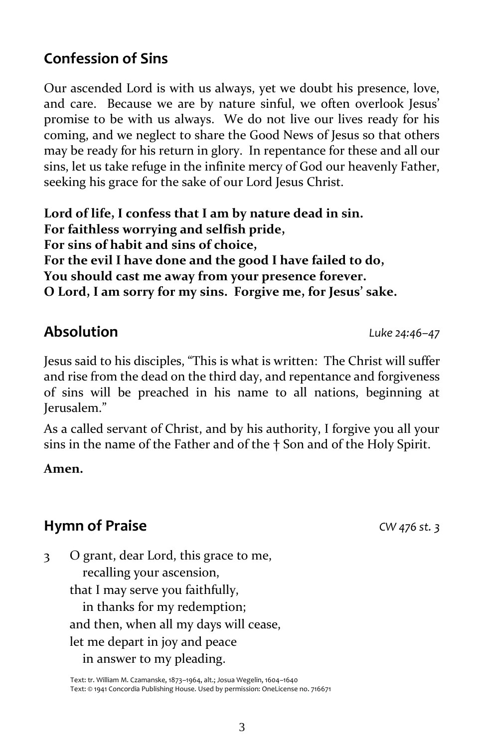## Confession of Sins

Our ascended Lord is with us always, yet we doubt his presence, love, and care. Because we are by nature sinful, we often overlook Jesus' promise to be with us always. We do not live our lives ready for his coming, and we neglect to share the Good News of Jesus so that others may be ready for his return in glory. In repentance for these and all our sins, let us take refuge in the infinite mercy of God our heavenly Father, seeking his grace for the sake of our Lord Jesus Christ.

**Lord of life, I confess that I am by nature dead in sin.**
**For faithless worrying and selfish pride,**
**For sins of habit and sins of choice,**
**For the evil I have done and the good I have failed to do,**
**You should cast me away from your presence forever.**
**O Lord, I am sorry for my sins. Forgive me, for Jesus' sake.**

## Absolution *Luke 24:46–47*

Jesus said to his disciples, "This is what is written: The Christ will suffer and rise from the dead on the third day, and repentance and forgiveness of sins will be preached in his name to all nations, beginning at Jerusalem."

As a called servant of Christ, and by his authority, I forgive you all your sins in the name of the Father and of the † Son and of the Holy Spirit.

**Amen.**

## Hymn of Praise *CW 476 st. 3*

3 O grant, dear Lord, this grace to me,
  recalling your ascension,
 that I may serve you faithfully,
  in thanks for my redemption;
 and then, when all my days will cease,
 let me depart in joy and peace
  in answer to my pleading.

Text: tr. William M. Czamanske, 1873–1964, alt.; Josua Wegelin, 1604–1640
Text: © 1941 Concordia Publishing House. Used by permission: OneLicense no. 716671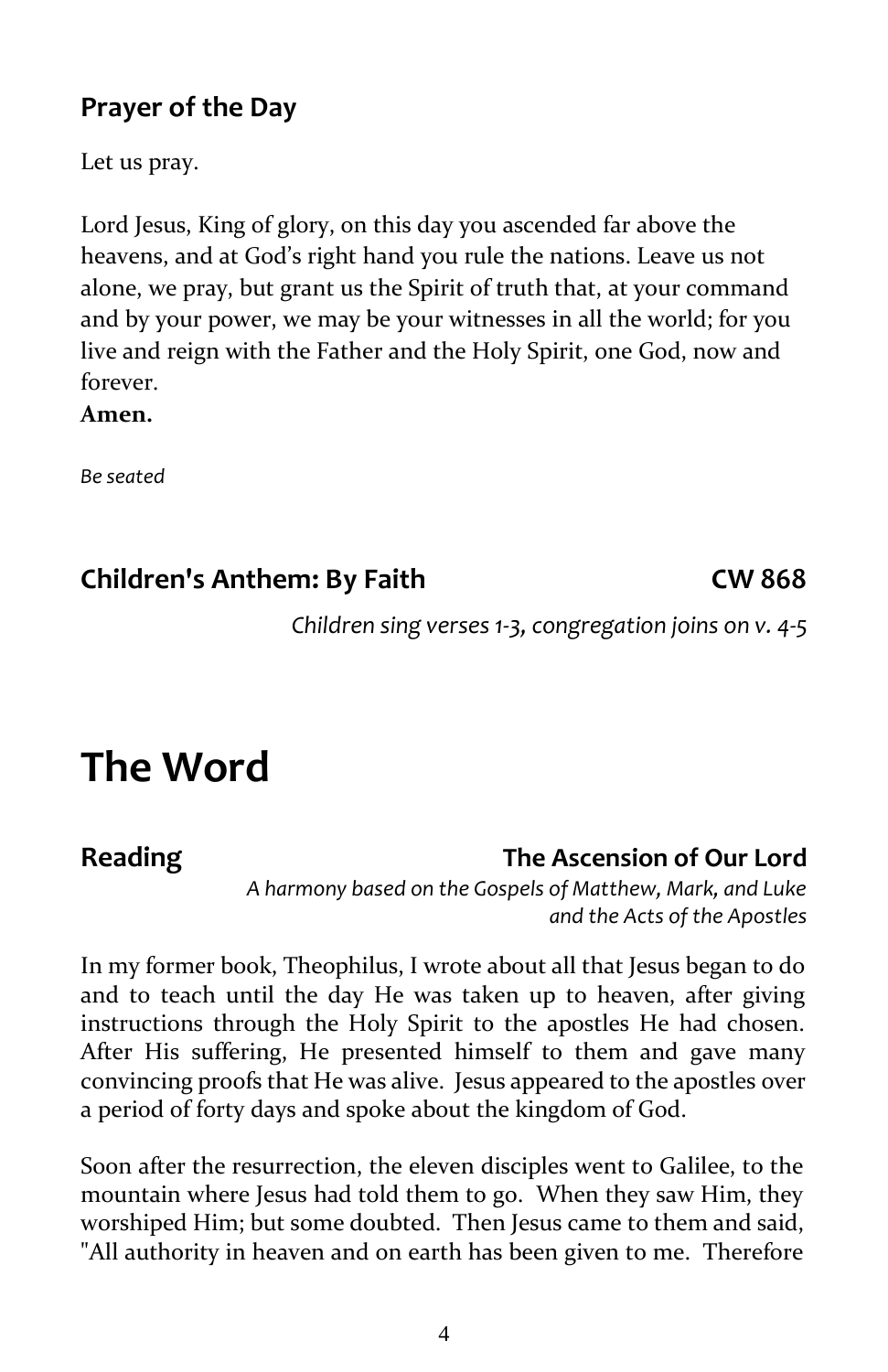## Prayer of the Day

Let us pray.

Lord Jesus, King of glory, on this day you ascended far above the heavens, and at God's right hand you rule the nations. Leave us not alone, we pray, but grant us the Spirit of truth that, at your command and by your power, we may be your witnesses in all the world; for you live and reign with the Father and the Holy Spirit, one God, now and forever.
**Amen.**

*Be seated*

## Children's Anthem: By Faith CW 868

*Children sing verses 1-3, congregation joins on v. 4-5*

# The Word

## Reading The Ascension of Our Lord

*A harmony based on the Gospels of Matthew, Mark, and Luke and the Acts of the Apostles*

In my former book, Theophilus, I wrote about all that Jesus began to do and to teach until the day He was taken up to heaven, after giving instructions through the Holy Spirit to the apostles He had chosen. After His suffering, He presented himself to them and gave many convincing proofs that He was alive. Jesus appeared to the apostles over a period of forty days and spoke about the kingdom of God.

Soon after the resurrection, the eleven disciples went to Galilee, to the mountain where Jesus had told them to go. When they saw Him, they worshiped Him; but some doubted. Then Jesus came to them and said, "All authority in heaven and on earth has been given to me. Therefore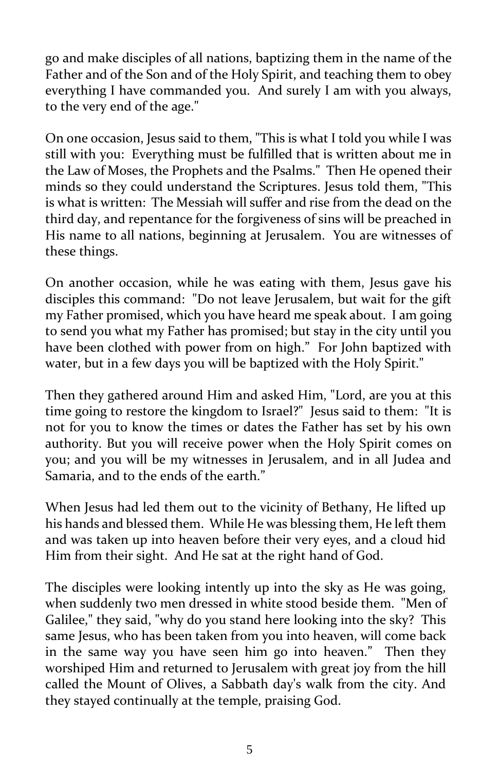go and make disciples of all nations, baptizing them in the name of the Father and of the Son and of the Holy Spirit, and teaching them to obey everything I have commanded you. And surely I am with you always, to the very end of the age."

On one occasion, Jesus said to them, "This is what I told you while I was still with you: Everything must be fulfilled that is written about me in the Law of Moses, the Prophets and the Psalms." Then He opened their minds so they could understand the Scriptures. Jesus told them, "This is what is written: The Messiah will suffer and rise from the dead on the third day, and repentance for the forgiveness of sins will be preached in His name to all nations, beginning at Jerusalem. You are witnesses of these things.

On another occasion, while he was eating with them, Jesus gave his disciples this command: "Do not leave Jerusalem, but wait for the gift my Father promised, which you have heard me speak about. I am going to send you what my Father has promised; but stay in the city until you have been clothed with power from on high." For John baptized with water, but in a few days you will be baptized with the Holy Spirit."

Then they gathered around Him and asked Him, "Lord, are you at this time going to restore the kingdom to Israel?" Jesus said to them: "It is not for you to know the times or dates the Father has set by his own authority. But you will receive power when the Holy Spirit comes on you; and you will be my witnesses in Jerusalem, and in all Judea and Samaria, and to the ends of the earth."

When Jesus had led them out to the vicinity of Bethany, He lifted up his hands and blessed them. While He was blessing them, He left them and was taken up into heaven before their very eyes, and a cloud hid Him from their sight. And He sat at the right hand of God.

The disciples were looking intently up into the sky as He was going, when suddenly two men dressed in white stood beside them. "Men of Galilee," they said, "why do you stand here looking into the sky? This same Jesus, who has been taken from you into heaven, will come back in the same way you have seen him go into heaven." Then they worshiped Him and returned to Jerusalem with great joy from the hill called the Mount of Olives, a Sabbath day's walk from the city. And they stayed continually at the temple, praising God.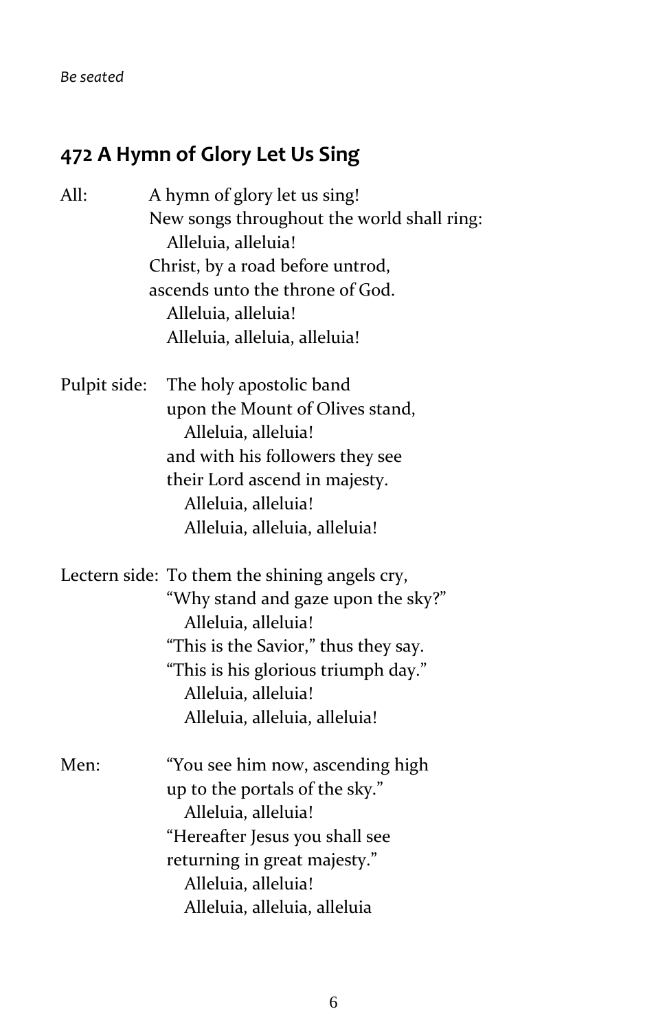*Be seated*

## 472 A Hymn of Glory Let Us Sing

All: A hymn of glory let us sing!
New songs throughout the world shall ring:
  Alleluia, alleluia!
Christ, by a road before untrod,
ascends unto the throne of God.
  Alleluia, alleluia!
  Alleluia, alleluia, alleluia!

Pulpit side: The holy apostolic band
upon the Mount of Olives stand,
  Alleluia, alleluia!
and with his followers they see
their Lord ascend in majesty.
  Alleluia, alleluia!
  Alleluia, alleluia, alleluia!

Lectern side: To them the shining angels cry,
"Why stand and gaze upon the sky?"
  Alleluia, alleluia!
"This is the Savior," thus they say.
"This is his glorious triumph day."
  Alleluia, alleluia!
  Alleluia, alleluia, alleluia!

Men: "You see him now, ascending high
up to the portals of the sky."
  Alleluia, alleluia!
"Hereafter Jesus you shall see
returning in great majesty."
  Alleluia, alleluia!
  Alleluia, alleluia, alleluia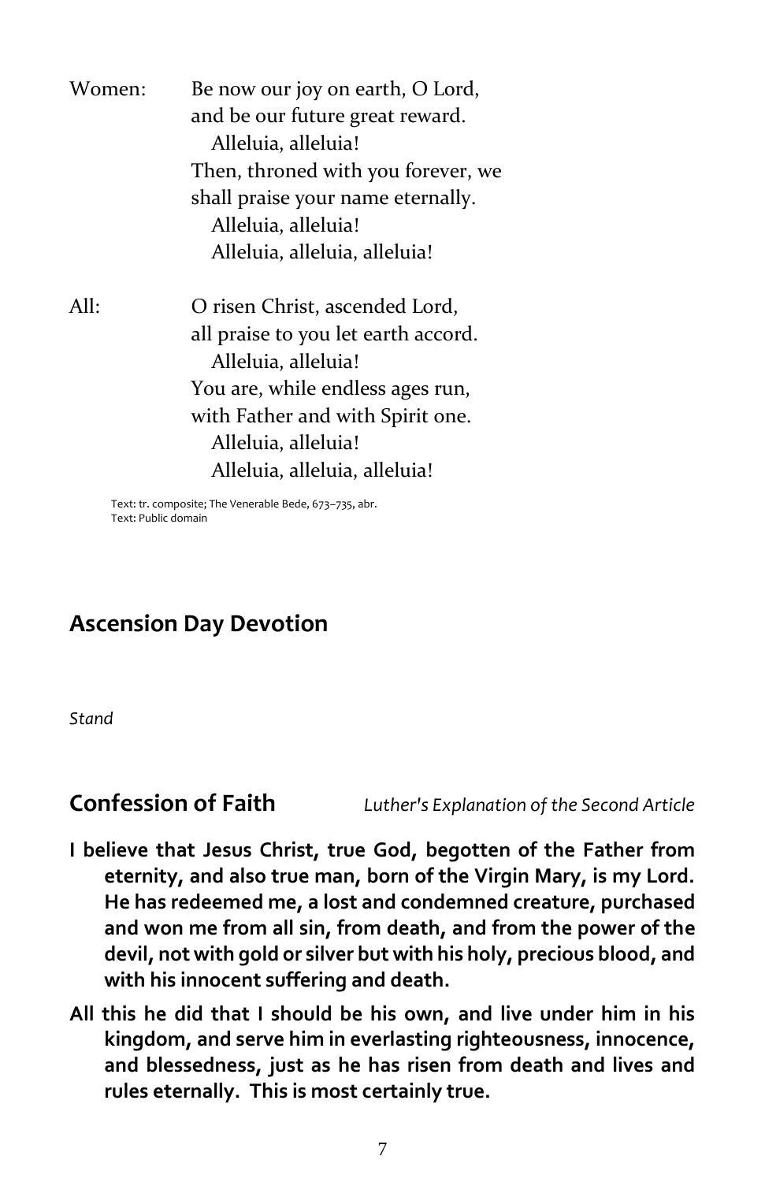Women: Be now our joy on earth, O Lord,
and be our future great reward.
  Alleluia, alleluia!
Then, throned with you forever, we
shall praise your name eternally.
  Alleluia, alleluia!
  Alleluia, alleluia, alleluia!

All: O risen Christ, ascended Lord,
all praise to you let earth accord.
  Alleluia, alleluia!
You are, while endless ages run,
with Father and with Spirit one.
  Alleluia, alleluia!
  Alleluia, alleluia, alleluia!

Text: tr. composite; The Venerable Bede, 673–735, abr.
Text: Public domain

## Ascension Day Devotion

*Stand*

## Confession of Faith

*Luther's Explanation of the Second Article*

**I believe that Jesus Christ, true God, begotten of the Father from eternity, and also true man, born of the Virgin Mary, is my Lord. He has redeemed me, a lost and condemned creature, purchased and won me from all sin, from death, and from the power of the devil, not with gold or silver but with his holy, precious blood, and with his innocent suffering and death.**

**All this he did that I should be his own, and live under him in his kingdom, and serve him in everlasting righteousness, innocence, and blessedness, just as he has risen from death and lives and rules eternally. This is most certainly true.**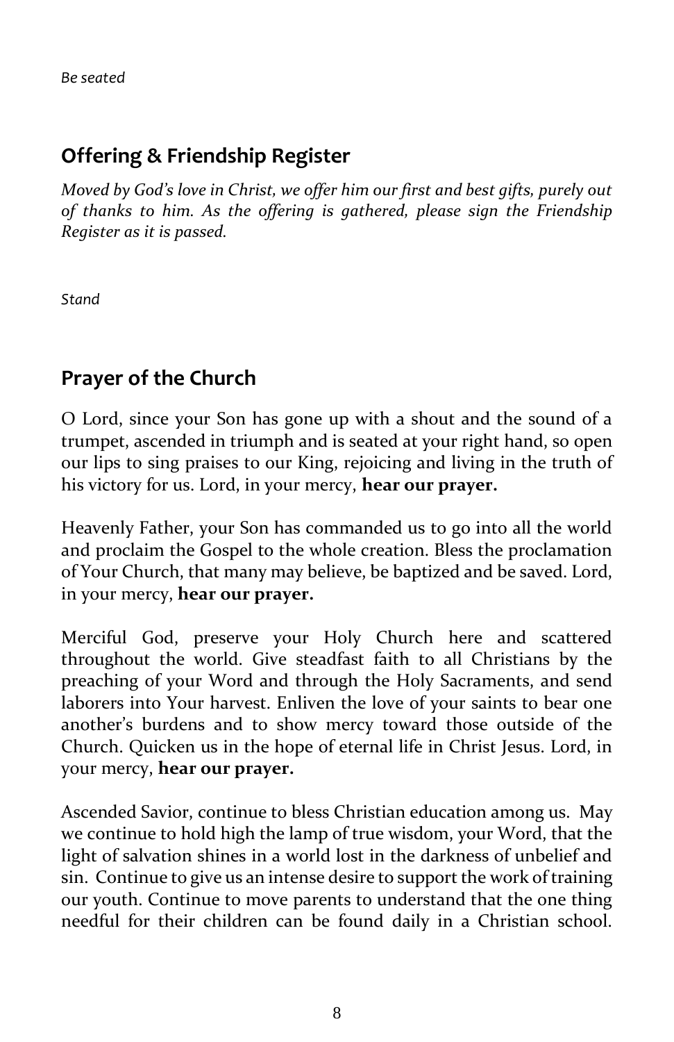*Be seated*

## Offering & Friendship Register

*Moved by God's love in Christ, we offer him our first and best gifts, purely out of thanks to him. As the offering is gathered, please sign the Friendship Register as it is passed.*

*Stand*

## Prayer of the Church

O Lord, since your Son has gone up with a shout and the sound of a trumpet, ascended in triumph and is seated at your right hand, so open our lips to sing praises to our King, rejoicing and living in the truth of his victory for us. Lord, in your mercy, **hear our prayer.**

Heavenly Father, your Son has commanded us to go into all the world and proclaim the Gospel to the whole creation. Bless the proclamation of Your Church, that many may believe, be baptized and be saved. Lord, in your mercy, **hear our prayer.**

Merciful God, preserve your Holy Church here and scattered throughout the world. Give steadfast faith to all Christians by the preaching of your Word and through the Holy Sacraments, and send laborers into Your harvest. Enliven the love of your saints to bear one another's burdens and to show mercy toward those outside of the Church. Quicken us in the hope of eternal life in Christ Jesus. Lord, in your mercy, **hear our prayer.**

Ascended Savior, continue to bless Christian education among us. May we continue to hold high the lamp of true wisdom, your Word, that the light of salvation shines in a world lost in the darkness of unbelief and sin. Continue to give us an intense desire to support the work of training our youth. Continue to move parents to understand that the one thing needful for their children can be found daily in a Christian school.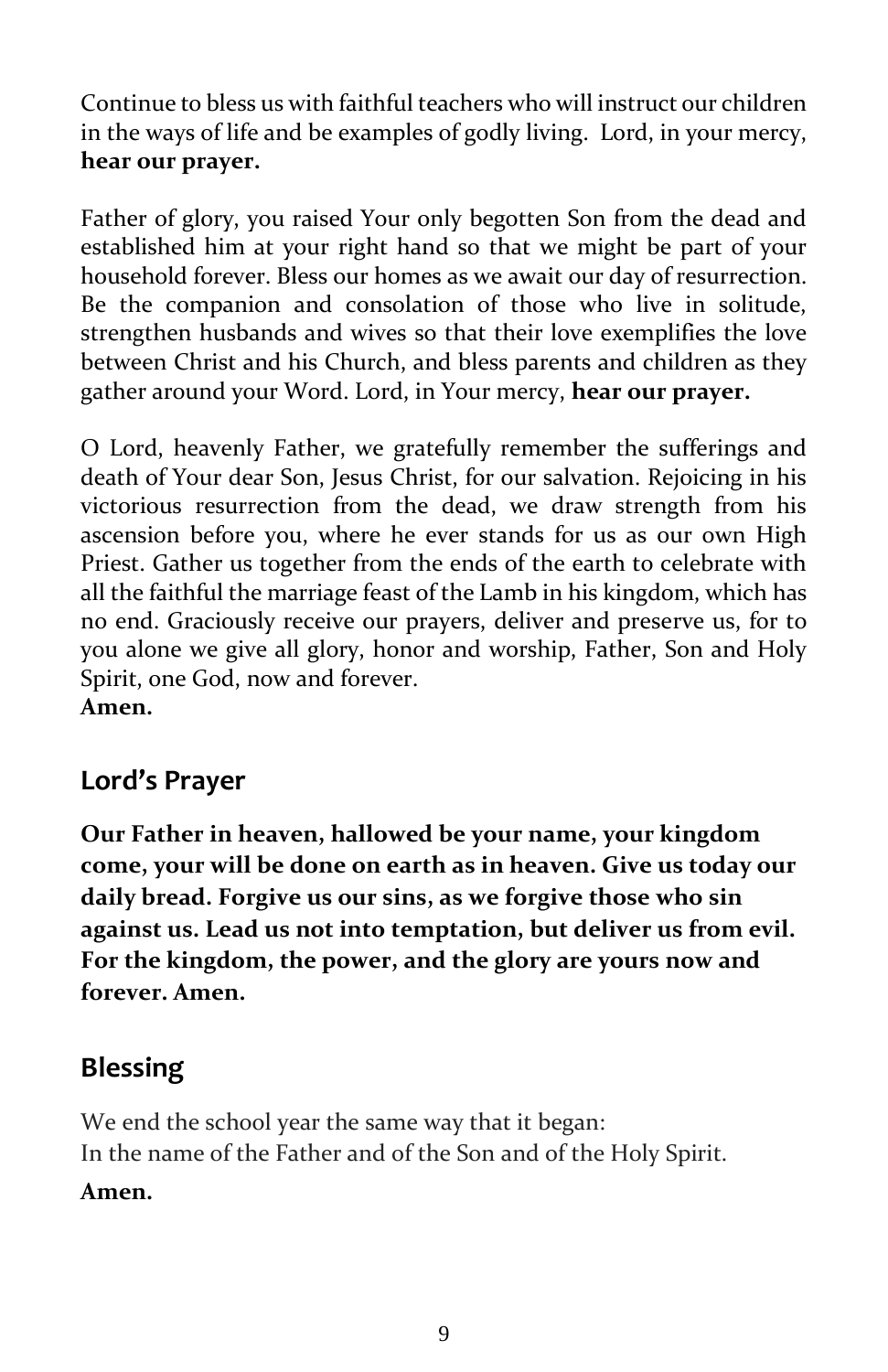Continue to bless us with faithful teachers who will instruct our children in the ways of life and be examples of godly living. Lord, in your mercy, **hear our prayer.**

Father of glory, you raised Your only begotten Son from the dead and established him at your right hand so that we might be part of your household forever. Bless our homes as we await our day of resurrection. Be the companion and consolation of those who live in solitude, strengthen husbands and wives so that their love exemplifies the love between Christ and his Church, and bless parents and children as they gather around your Word. Lord, in Your mercy, **hear our prayer.**

O Lord, heavenly Father, we gratefully remember the sufferings and death of Your dear Son, Jesus Christ, for our salvation. Rejoicing in his victorious resurrection from the dead, we draw strength from his ascension before you, where he ever stands for us as our own High Priest. Gather us together from the ends of the earth to celebrate with all the faithful the marriage feast of the Lamb in his kingdom, which has no end. Graciously receive our prayers, deliver and preserve us, for to you alone we give all glory, honor and worship, Father, Son and Holy Spirit, one God, now and forever.
**Amen.**

## Lord's Prayer

**Our Father in heaven, hallowed be your name, your kingdom come, your will be done on earth as in heaven. Give us today our daily bread. Forgive us our sins, as we forgive those who sin against us. Lead us not into temptation, but deliver us from evil. For the kingdom, the power, and the glory are yours now and forever. Amen.**

## Blessing

We end the school year the same way that it began:
In the name of the Father and of the Son and of the Holy Spirit.

**Amen.**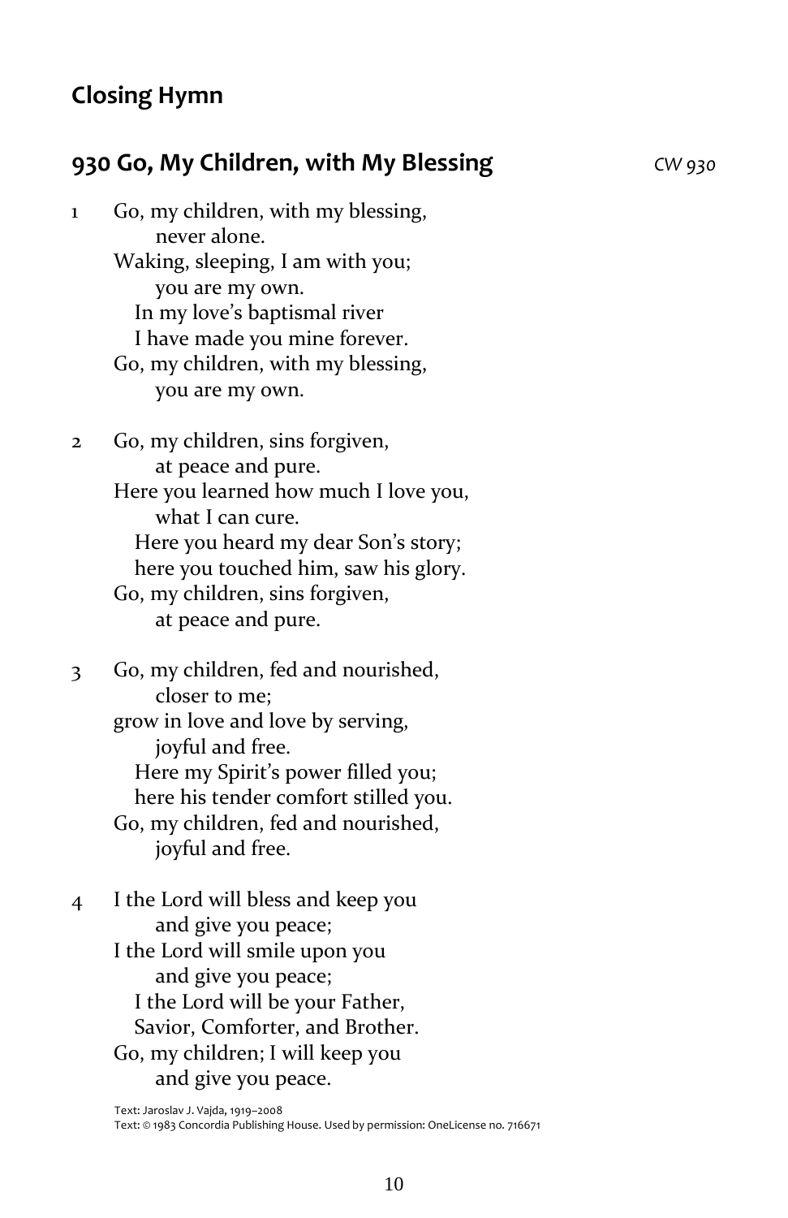## Closing Hymn

### 930 Go, My Children, with My Blessing

*CW 930*

1 Go, my children, with my blessing,
  never alone.
Waking, sleeping, I am with you;
  you are my own.
 In my love's baptismal river
 I have made you mine forever.
Go, my children, with my blessing,
  you are my own.

2 Go, my children, sins forgiven,
  at peace and pure.
Here you learned how much I love you,
  what I can cure.
 Here you heard my dear Son's story;
 here you touched him, saw his glory.
Go, my children, sins forgiven,
  at peace and pure.

3 Go, my children, fed and nourished,
  closer to me;
grow in love and love by serving,
  joyful and free.
 Here my Spirit's power filled you;
 here his tender comfort stilled you.
Go, my children, fed and nourished,
  joyful and free.

4 I the Lord will bless and keep you
  and give you peace;
I the Lord will smile upon you
  and give you peace;
 I the Lord will be your Father,
 Savior, Comforter, and Brother.
Go, my children; I will keep you
  and give you peace.

Text: Jaroslav J. Vajda, 1919–2008
Text: © 1983 Concordia Publishing House. Used by permission: OneLicense no. 716671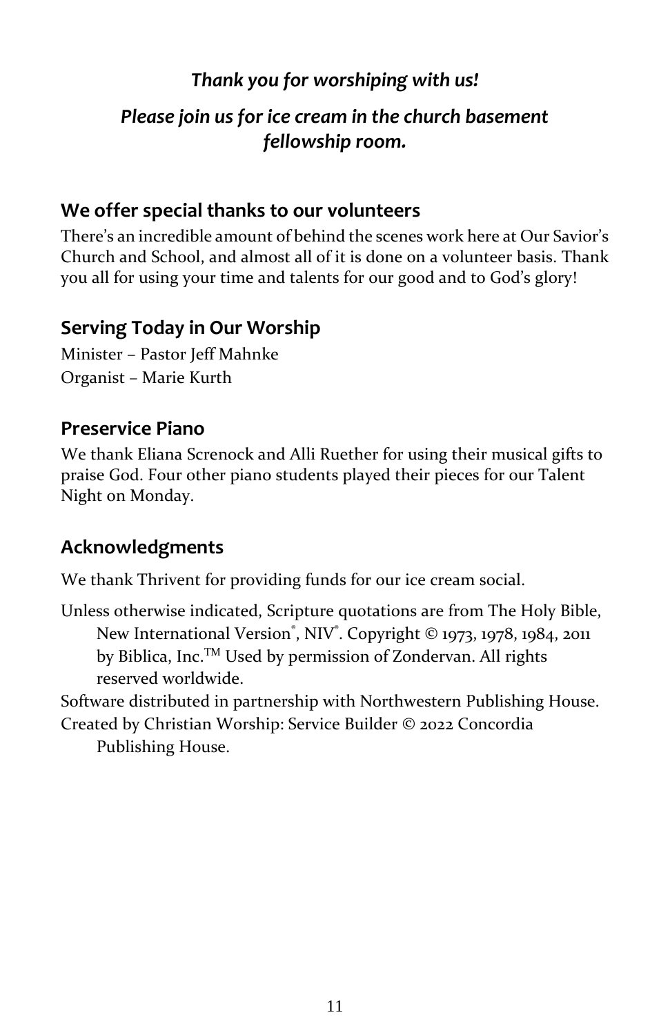*Thank you for worshiping with us!*

*Please join us for ice cream in the church basement fellowship room.*

## We offer special thanks to our volunteers

There's an incredible amount of behind the scenes work here at Our Savior's Church and School, and almost all of it is done on a volunteer basis. Thank you all for using your time and talents for our good and to God's glory!

## Serving Today in Our Worship

Minister – Pastor Jeff Mahnke
Organist – Marie Kurth

## Preservice Piano

We thank Eliana Screnock and Alli Ruether for using their musical gifts to praise God. Four other piano students played their pieces for our Talent Night on Monday.

## Acknowledgments

We thank Thrivent for providing funds for our ice cream social.

Unless otherwise indicated, Scripture quotations are from The Holy Bible, New International Version®, NIV®. Copyright © 1973, 1978, 1984, 2011 by Biblica, Inc.™ Used by permission of Zondervan. All rights reserved worldwide.

Software distributed in partnership with Northwestern Publishing House.
Created by Christian Worship: Service Builder © 2022 Concordia Publishing House.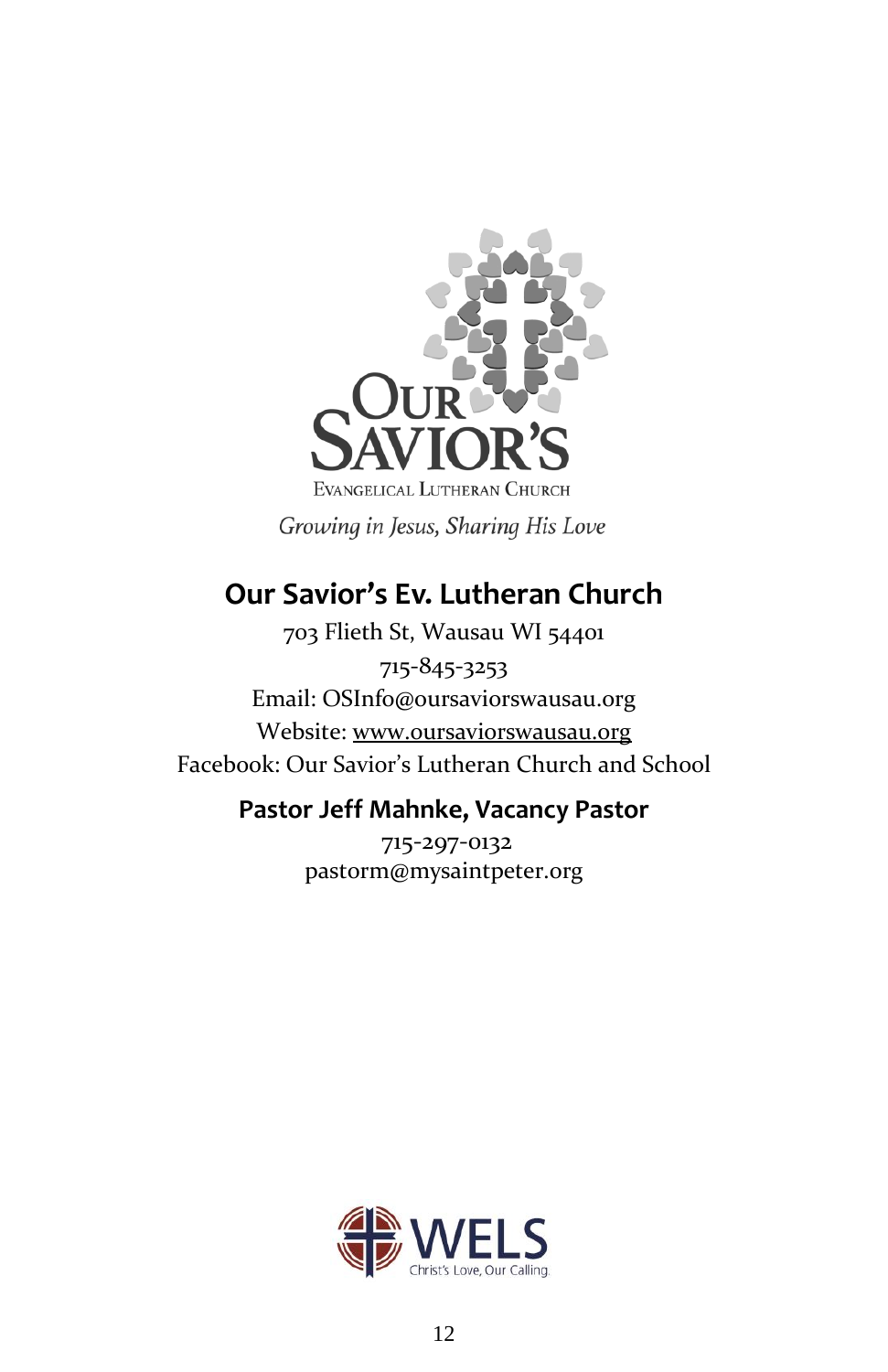OUR SAVIOR'S

EVANGELICAL LUTHERAN CHURCH

*Growing in Jesus, Sharing His Love*

## Our Savior's Ev. Lutheran Church

703 Flieth St, Wausau WI 54401

715-845-3253

Email: OSInfo@oursaviorswausau.org

Website: www.oursaviorswausau.org

Facebook: Our Savior's Lutheran Church and School

### Pastor Jeff Mahnke, Vacancy Pastor

715-297-0132

pastorm@mysaintpeter.org

WELS

Christ's Love, Our Calling.